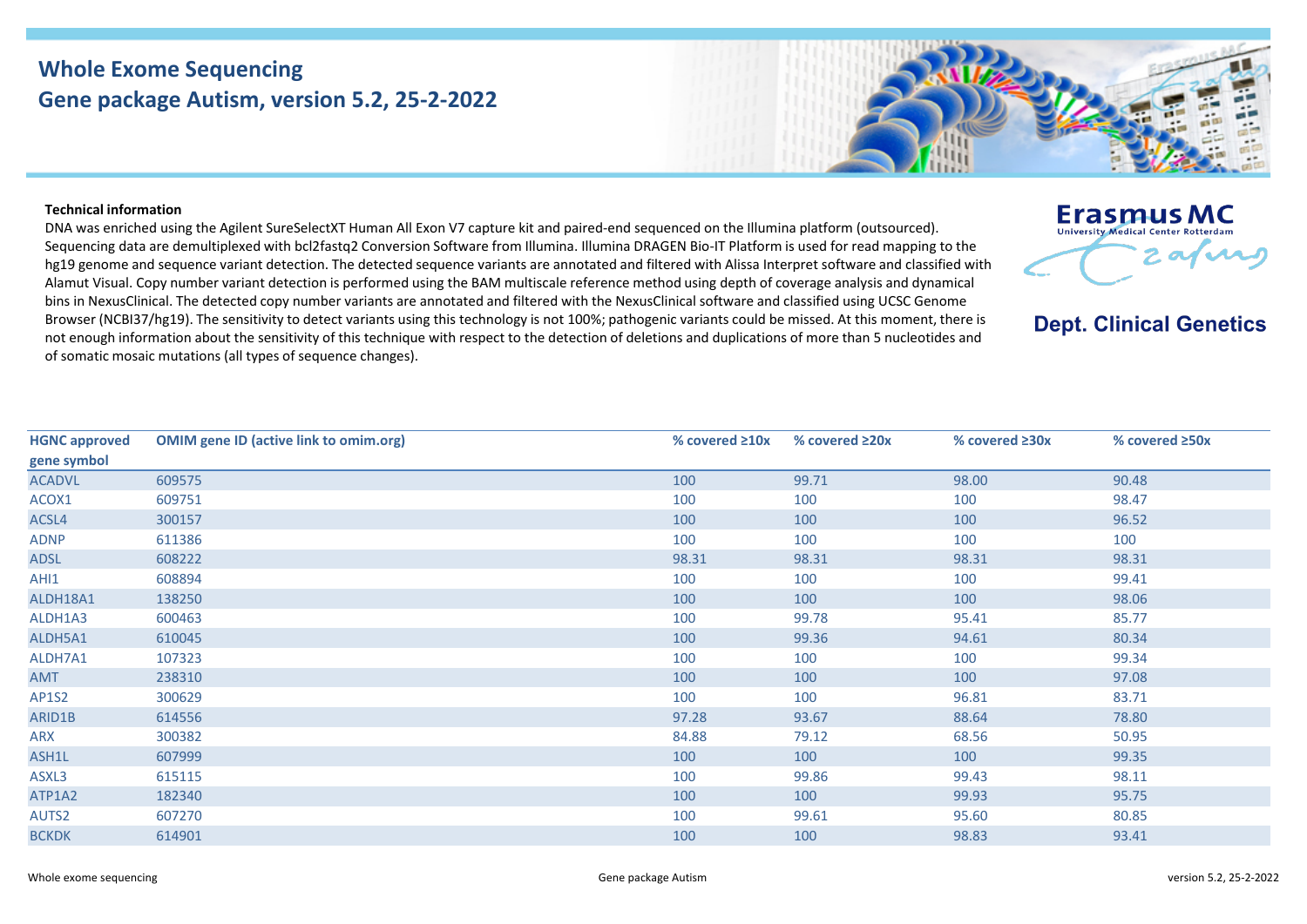# Whole Exome Sequencing
## Gene package Autism, version 5.2, 25-2-2022

**Technical information**

DNA was enriched using the Agilent SureSelectXT Human All Exon V7 capture kit and paired-end sequenced on the Illumina platform (outsourced). Sequencing data are demultiplexed with bcl2fastq2 Conversion Software from Illumina. Illumina DRAGEN Bio-IT Platform is used for read mapping to the hg19 genome and sequence variant detection. The detected sequence variants are annotated and filtered with Alissa Interpret software and classified with Alamut Visual. Copy number variant detection is performed using the BAM multiscale reference method using depth of coverage analysis and dynamical bins in NexusClinical. The detected copy number variants are annotated and filtered with the NexusClinical software and classified using UCSC Genome Browser (NCBI37/hg19). The sensitivity to detect variants using this technology is not 100%; pathogenic variants could be missed. At this moment, there is not enough information about the sensitivity of this technique with respect to the detection of deletions and duplications of more than 5 nucleotides and of somatic mosaic mutations (all types of sequence changes).

| HGNC approved gene symbol | OMIM gene ID (active link to omim.org) | % covered ≥10x | % covered ≥20x | % covered ≥30x | % covered ≥50x |
|---|---|---|---|---|---|
| ACADVL | 609575 | 100 | 99.71 | 98.00 | 90.48 |
| ACOX1 | 609751 | 100 | 100 | 100 | 98.47 |
| ACSL4 | 300157 | 100 | 100 | 100 | 96.52 |
| ADNP | 611386 | 100 | 100 | 100 | 100 |
| ADSL | 608222 | 98.31 | 98.31 | 98.31 | 98.31 |
| AHI1 | 608894 | 100 | 100 | 100 | 99.41 |
| ALDH18A1 | 138250 | 100 | 100 | 100 | 98.06 |
| ALDH1A3 | 600463 | 100 | 99.78 | 95.41 | 85.77 |
| ALDH5A1 | 610045 | 100 | 99.36 | 94.61 | 80.34 |
| ALDH7A1 | 107323 | 100 | 100 | 100 | 99.34 |
| AMT | 238310 | 100 | 100 | 100 | 97.08 |
| AP1S2 | 300629 | 100 | 100 | 96.81 | 83.71 |
| ARID1B | 614556 | 97.28 | 93.67 | 88.64 | 78.80 |
| ARX | 300382 | 84.88 | 79.12 | 68.56 | 50.95 |
| ASH1L | 607999 | 100 | 100 | 100 | 99.35 |
| ASXL3 | 615115 | 100 | 99.86 | 99.43 | 98.11 |
| ATP1A2 | 182340 | 100 | 100 | 99.93 | 95.75 |
| AUTS2 | 607270 | 100 | 99.61 | 95.60 | 80.85 |
| BCKDK | 614901 | 100 | 100 | 98.83 | 93.41 |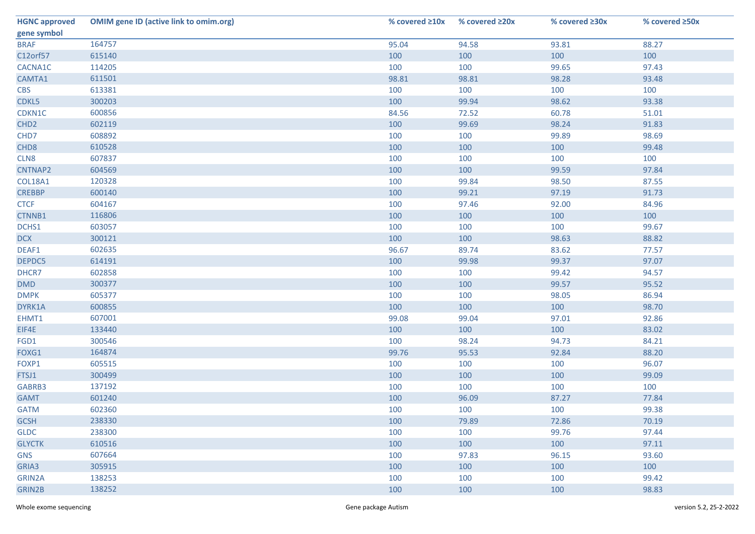| HGNC approved gene symbol | OMIM gene ID (active link to omim.org) | % covered ≥10x | % covered ≥20x | % covered ≥30x | % covered ≥50x |
|---|---|---|---|---|---|
| BRAF | 164757 | 95.04 | 94.58 | 93.81 | 88.27 |
| C12orf57 | 615140 | 100 | 100 | 100 | 100 |
| CACNA1C | 114205 | 100 | 100 | 99.65 | 97.43 |
| CAMTA1 | 611501 | 98.81 | 98.81 | 98.28 | 93.48 |
| CBS | 613381 | 100 | 100 | 100 | 100 |
| CDKL5 | 300203 | 100 | 99.94 | 98.62 | 93.38 |
| CDKN1C | 600856 | 84.56 | 72.52 | 60.78 | 51.01 |
| CHD2 | 602119 | 100 | 99.69 | 98.24 | 91.83 |
| CHD7 | 608892 | 100 | 100 | 99.89 | 98.69 |
| CHD8 | 610528 | 100 | 100 | 100 | 99.48 |
| CLN8 | 607837 | 100 | 100 | 100 | 100 |
| CNTNAP2 | 604569 | 100 | 100 | 99.59 | 97.84 |
| COL18A1 | 120328 | 100 | 99.84 | 98.50 | 87.55 |
| CREBBP | 600140 | 100 | 99.21 | 97.19 | 91.73 |
| CTCF | 604167 | 100 | 97.46 | 92.00 | 84.96 |
| CTNNB1 | 116806 | 100 | 100 | 100 | 100 |
| DCHS1 | 603057 | 100 | 100 | 100 | 99.67 |
| DCX | 300121 | 100 | 100 | 98.63 | 88.82 |
| DEAF1 | 602635 | 96.67 | 89.74 | 83.62 | 77.57 |
| DEPDC5 | 614191 | 100 | 99.98 | 99.37 | 97.07 |
| DHCR7 | 602858 | 100 | 100 | 99.42 | 94.57 |
| DMD | 300377 | 100 | 100 | 99.57 | 95.52 |
| DMPK | 605377 | 100 | 100 | 98.05 | 86.94 |
| DYRK1A | 600855 | 100 | 100 | 100 | 98.70 |
| EHMT1 | 607001 | 99.08 | 99.04 | 97.01 | 92.86 |
| EIF4E | 133440 | 100 | 100 | 100 | 83.02 |
| FGD1 | 300546 | 100 | 98.24 | 94.73 | 84.21 |
| FOXG1 | 164874 | 99.76 | 95.53 | 92.84 | 88.20 |
| FOXP1 | 605515 | 100 | 100 | 100 | 96.07 |
| FTSJ1 | 300499 | 100 | 100 | 100 | 99.09 |
| GABRB3 | 137192 | 100 | 100 | 100 | 100 |
| GAMT | 601240 | 100 | 96.09 | 87.27 | 77.84 |
| GATM | 602360 | 100 | 100 | 100 | 99.38 |
| GCSH | 238330 | 100 | 79.89 | 72.86 | 70.19 |
| GLDC | 238300 | 100 | 100 | 99.76 | 97.44 |
| GLYCTK | 610516 | 100 | 100 | 100 | 97.11 |
| GNS | 607664 | 100 | 97.83 | 96.15 | 93.60 |
| GRIA3 | 305915 | 100 | 100 | 100 | 100 |
| GRIN2A | 138253 | 100 | 100 | 100 | 99.42 |
| GRIN2B | 138252 | 100 | 100 | 100 | 98.83 |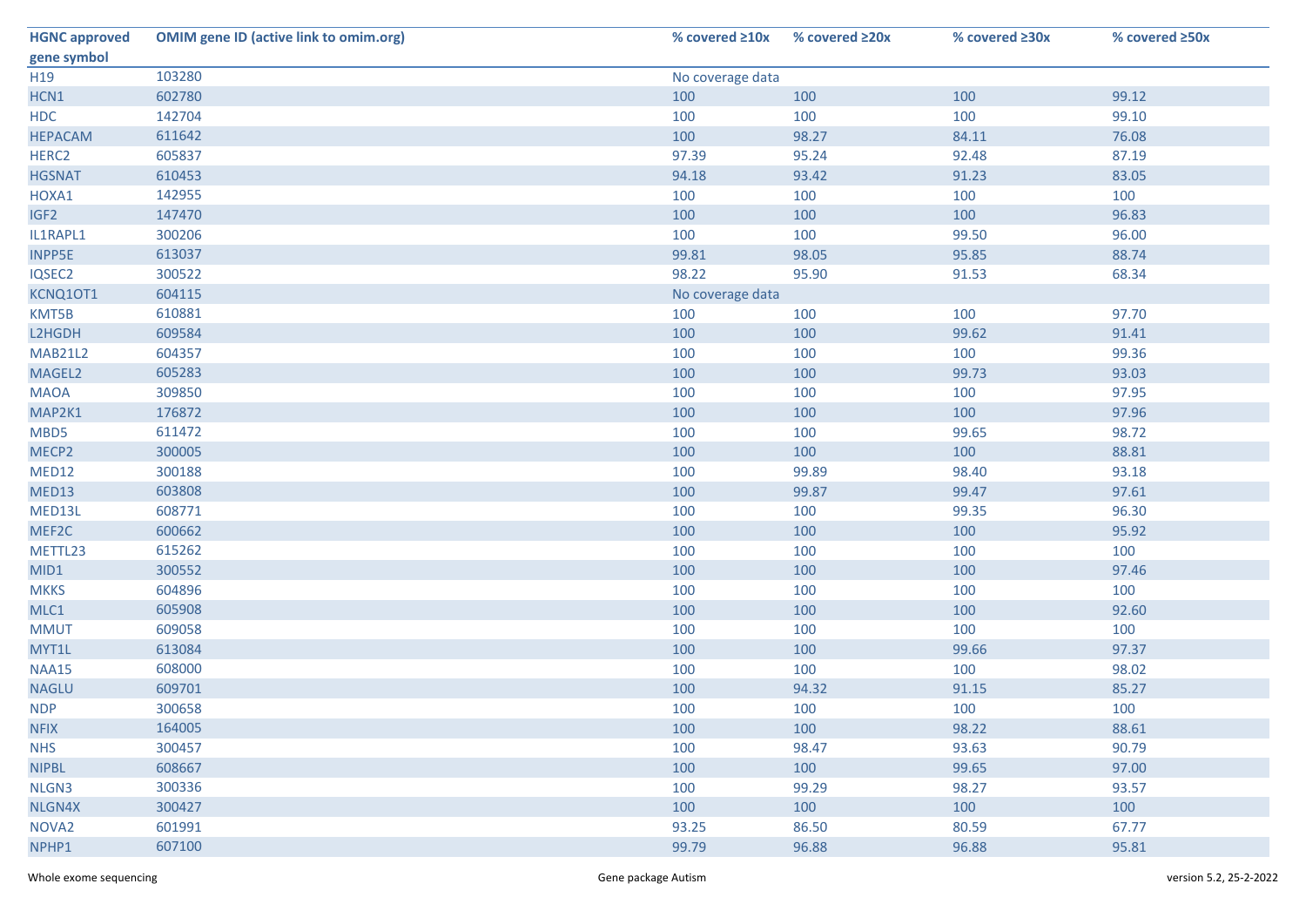| HGNC approved gene symbol | OMIM gene ID (active link to omim.org) | % covered ≥10x | % covered ≥20x | % covered ≥30x | % covered ≥50x |
|---|---|---|---|---|---|
| H19 | 103280 | No coverage data | | | |
| HCN1 | 602780 | 100 | 100 | 100 | 99.12 |
| HDC | 142704 | 100 | 100 | 100 | 99.10 |
| HEPACAM | 611642 | 100 | 98.27 | 84.11 | 76.08 |
| HERC2 | 605837 | 97.39 | 95.24 | 92.48 | 87.19 |
| HGSNAT | 610453 | 94.18 | 93.42 | 91.23 | 83.05 |
| HOXA1 | 142955 | 100 | 100 | 100 | 100 |
| IGF2 | 147470 | 100 | 100 | 100 | 96.83 |
| IL1RAPL1 | 300206 | 100 | 100 | 99.50 | 96.00 |
| INPP5E | 613037 | 99.81 | 98.05 | 95.85 | 88.74 |
| IQSEC2 | 300522 | 98.22 | 95.90 | 91.53 | 68.34 |
| KCNQ1OT1 | 604115 | No coverage data | | | |
| KMT5B | 610881 | 100 | 100 | 100 | 97.70 |
| L2HGDH | 609584 | 100 | 100 | 99.62 | 91.41 |
| MAB21L2 | 604357 | 100 | 100 | 100 | 99.36 |
| MAGEL2 | 605283 | 100 | 100 | 99.73 | 93.03 |
| MAOA | 309850 | 100 | 100 | 100 | 97.95 |
| MAP2K1 | 176872 | 100 | 100 | 100 | 97.96 |
| MBD5 | 611472 | 100 | 100 | 99.65 | 98.72 |
| MECP2 | 300005 | 100 | 100 | 100 | 88.81 |
| MED12 | 300188 | 100 | 99.89 | 98.40 | 93.18 |
| MED13 | 603808 | 100 | 99.87 | 99.47 | 97.61 |
| MED13L | 608771 | 100 | 100 | 99.35 | 96.30 |
| MEF2C | 600662 | 100 | 100 | 100 | 95.92 |
| METTL23 | 615262 | 100 | 100 | 100 | 100 |
| MID1 | 300552 | 100 | 100 | 100 | 97.46 |
| MKKS | 604896 | 100 | 100 | 100 | 100 |
| MLC1 | 605908 | 100 | 100 | 100 | 92.60 |
| MMUT | 609058 | 100 | 100 | 100 | 100 |
| MYT1L | 613084 | 100 | 100 | 99.66 | 97.37 |
| NAA15 | 608000 | 100 | 100 | 100 | 98.02 |
| NAGLU | 609701 | 100 | 94.32 | 91.15 | 85.27 |
| NDP | 300658 | 100 | 100 | 100 | 100 |
| NFIX | 164005 | 100 | 100 | 98.22 | 88.61 |
| NHS | 300457 | 100 | 98.47 | 93.63 | 90.79 |
| NIPBL | 608667 | 100 | 100 | 99.65 | 97.00 |
| NLGN3 | 300336 | 100 | 99.29 | 98.27 | 93.57 |
| NLGN4X | 300427 | 100 | 100 | 100 | 100 |
| NOVA2 | 601991 | 93.25 | 86.50 | 80.59 | 67.77 |
| NPHP1 | 607100 | 99.79 | 96.88 | 96.88 | 95.81 |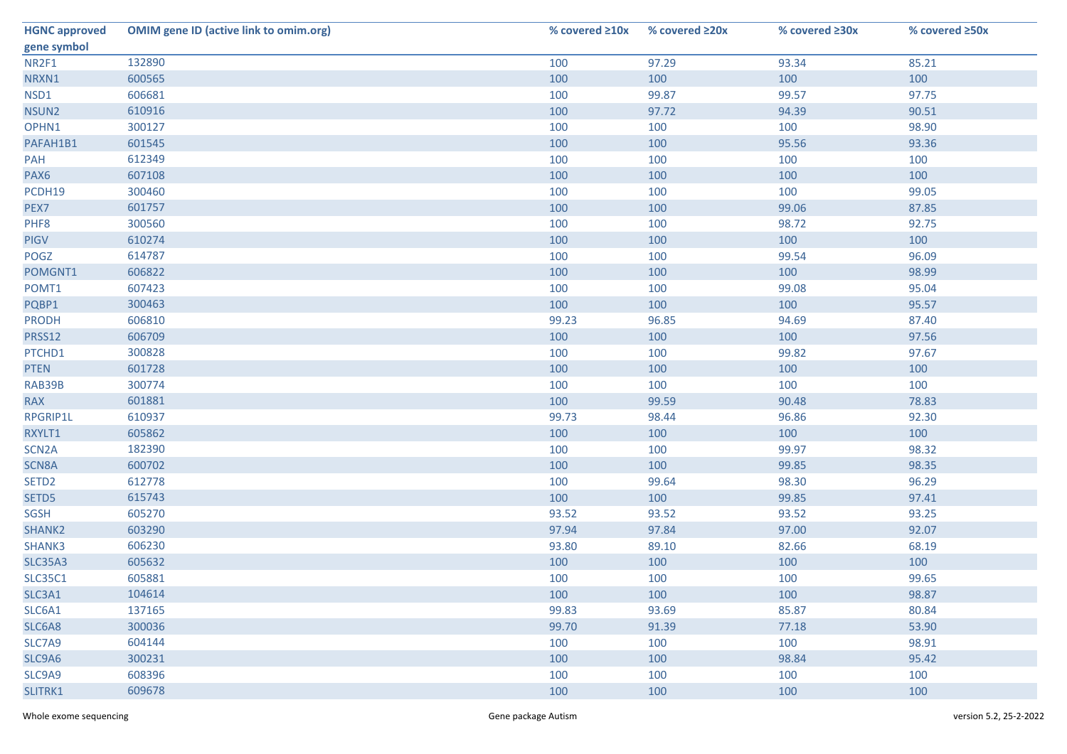| HGNC approved gene symbol | OMIM gene ID (active link to omim.org) | % covered ≥10x | % covered ≥20x | % covered ≥30x | % covered ≥50x |
|---|---|---|---|---|---|
| NR2F1 | 132890 | 100 | 97.29 | 93.34 | 85.21 |
| NRXN1 | 600565 | 100 | 100 | 100 | 100 |
| NSD1 | 606681 | 100 | 99.87 | 99.57 | 97.75 |
| NSUN2 | 610916 | 100 | 97.72 | 94.39 | 90.51 |
| OPHN1 | 300127 | 100 | 100 | 100 | 98.90 |
| PAFAH1B1 | 601545 | 100 | 100 | 95.56 | 93.36 |
| PAH | 612349 | 100 | 100 | 100 | 100 |
| PAX6 | 607108 | 100 | 100 | 100 | 100 |
| PCDH19 | 300460 | 100 | 100 | 100 | 99.05 |
| PEX7 | 601757 | 100 | 100 | 99.06 | 87.85 |
| PHF8 | 300560 | 100 | 100 | 98.72 | 92.75 |
| PIGV | 610274 | 100 | 100 | 100 | 100 |
| POGZ | 614787 | 100 | 100 | 99.54 | 96.09 |
| POMGNT1 | 606822 | 100 | 100 | 100 | 98.99 |
| POMT1 | 607423 | 100 | 100 | 99.08 | 95.04 |
| PQBP1 | 300463 | 100 | 100 | 100 | 95.57 |
| PRODH | 606810 | 99.23 | 96.85 | 94.69 | 87.40 |
| PRSS12 | 606709 | 100 | 100 | 100 | 97.56 |
| PTCHD1 | 300828 | 100 | 100 | 99.82 | 97.67 |
| PTEN | 601728 | 100 | 100 | 100 | 100 |
| RAB39B | 300774 | 100 | 100 | 100 | 100 |
| RAX | 601881 | 100 | 99.59 | 90.48 | 78.83 |
| RPGRIP1L | 610937 | 99.73 | 98.44 | 96.86 | 92.30 |
| RXYLT1 | 605862 | 100 | 100 | 100 | 100 |
| SCN2A | 182390 | 100 | 100 | 99.97 | 98.32 |
| SCN8A | 600702 | 100 | 100 | 99.85 | 98.35 |
| SETD2 | 612778 | 100 | 99.64 | 98.30 | 96.29 |
| SETD5 | 615743 | 100 | 100 | 99.85 | 97.41 |
| SGSH | 605270 | 93.52 | 93.52 | 93.52 | 93.25 |
| SHANK2 | 603290 | 97.94 | 97.84 | 97.00 | 92.07 |
| SHANK3 | 606230 | 93.80 | 89.10 | 82.66 | 68.19 |
| SLC35A3 | 605632 | 100 | 100 | 100 | 100 |
| SLC35C1 | 605881 | 100 | 100 | 100 | 99.65 |
| SLC3A1 | 104614 | 100 | 100 | 100 | 98.87 |
| SLC6A1 | 137165 | 99.83 | 93.69 | 85.87 | 80.84 |
| SLC6A8 | 300036 | 99.70 | 91.39 | 77.18 | 53.90 |
| SLC7A9 | 604144 | 100 | 100 | 100 | 98.91 |
| SLC9A6 | 300231 | 100 | 100 | 98.84 | 95.42 |
| SLC9A9 | 608396 | 100 | 100 | 100 | 100 |
| SLITRK1 | 609678 | 100 | 100 | 100 | 100 |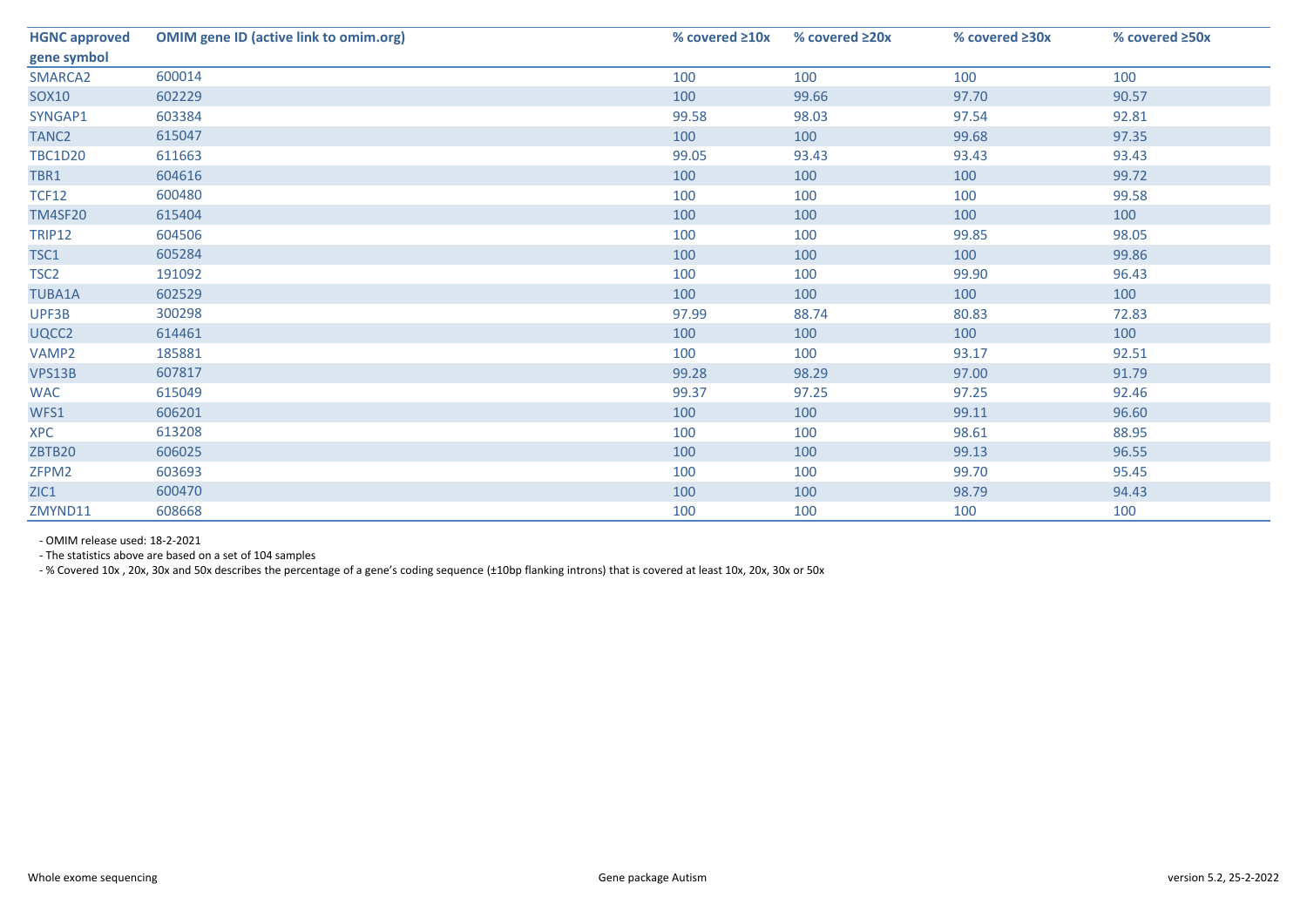| HGNC approved gene symbol | OMIM gene ID (active link to omim.org) | % covered ≥10x | % covered ≥20x | % covered ≥30x | % covered ≥50x |
|---|---|---|---|---|---|
| SMARCA2 | 600014 | 100 | 100 | 100 | 100 |
| SOX10 | 602229 | 100 | 99.66 | 97.70 | 90.57 |
| SYNGAP1 | 603384 | 99.58 | 98.03 | 97.54 | 92.81 |
| TANC2 | 615047 | 100 | 100 | 99.68 | 97.35 |
| TBC1D20 | 611663 | 99.05 | 93.43 | 93.43 | 93.43 |
| TBR1 | 604616 | 100 | 100 | 100 | 99.72 |
| TCF12 | 600480 | 100 | 100 | 100 | 99.58 |
| TM4SF20 | 615404 | 100 | 100 | 100 | 100 |
| TRIP12 | 604506 | 100 | 100 | 99.85 | 98.05 |
| TSC1 | 605284 | 100 | 100 | 100 | 99.86 |
| TSC2 | 191092 | 100 | 100 | 99.90 | 96.43 |
| TUBA1A | 602529 | 100 | 100 | 100 | 100 |
| UPF3B | 300298 | 97.99 | 88.74 | 80.83 | 72.83 |
| UQCC2 | 614461 | 100 | 100 | 100 | 100 |
| VAMP2 | 185881 | 100 | 100 | 93.17 | 92.51 |
| VPS13B | 607817 | 99.28 | 98.29 | 97.00 | 91.79 |
| WAC | 615049 | 99.37 | 97.25 | 97.25 | 92.46 |
| WFS1 | 606201 | 100 | 100 | 99.11 | 96.60 |
| XPC | 613208 | 100 | 100 | 98.61 | 88.95 |
| ZBTB20 | 606025 | 100 | 100 | 99.13 | 96.55 |
| ZFPM2 | 603693 | 100 | 100 | 99.70 | 95.45 |
| ZIC1 | 600470 | 100 | 100 | 98.79 | 94.43 |
| ZMYND11 | 608668 | 100 | 100 | 100 | 100 |

- OMIM release used: 18-2-2021
- The statistics above are based on a set of 104 samples
- % Covered 10x , 20x, 30x and 50x describes the percentage of a gene's coding sequence (±10bp flanking introns) that is covered at least 10x, 20x, 30x or 50x